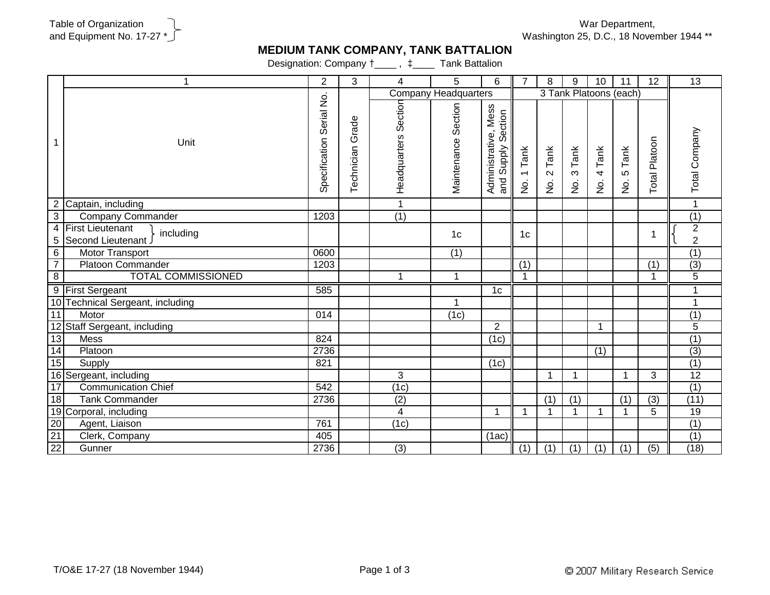Table of Organization and Equipment No. 17-27 *

War Department,
Washington 25, D.C., 18 November 1944 **

# MEDIUM TANK COMPANY, TANK BATTALION

Designation: Company †____ , ‡____ Tank Battalion

| | 1 | 2 | 3 | 4 | 5 | 6 | 7 | 8 | 9 | 10 | 11 | 12 | 13 |
|---|---|---|---|---|---|---|---|---|---|---|---|---|---|
| | | | | Company Headquarters | | | 3 Tank Platoons (each) | | | | | | |
| 1 | Unit | Specification Serial No. | Technician Grade | Headquarters Section | Maintenance Section | Administrative, Mess and Supply Section | No. 1 Tank | No. 2 Tank | No. 3 Tank | No. 4 Tank | No. 5 Tank | Total Platoon | Total Company |
| 2 | Captain, including | | | 1 | | | | | | | | | 1 |
| 3 | Company Commander | 1203 | | (1) | | | | | | | | | (1) |
| 4 | First Lieutenant } including | | | | 1c | | 1c | | | | | 1 | { 2 |
| 5 | Second Lieutenant } | | | | | | | | | | | | 2 |
| 6 | Motor Transport | 0600 | | | (1) | | | | | | | | (1) |
| 7 | Platoon Commander | 1203 | | | | | (1) | | | | | (1) | (3) |
| 8 | TOTAL COMMISSIONED | | | 1 | 1 | | 1 | | | | | 1 | 5 |
| 9 | First Sergeant | 585 | | | | 1c | | | | | | | 1 |
| 10 | Technical Sergeant, including | | | | 1 | | | | | | | | 1 |
| 11 | Motor | 014 | | | (1c) | | | | | | | | (1) |
| 12 | Staff Sergeant, including | | | | | 2 | | | | 1 | | | 5 |
| 13 | Mess | 824 | | | | (1c) | | | | | | | (1) |
| 14 | Platoon | 2736 | | | | | | | | (1) | | | (3) |
| 15 | Supply | 821 | | | | (1c) | | | | | | | (1) |
| 16 | Sergeant, including | | | 3 | | | | 1 | 1 | | 1 | 3 | 12 |
| 17 | Communication Chief | 542 | | (1c) | | | | | | | | | (1) |
| 18 | Tank Commander | 2736 | | (2) | | | | (1) | (1) | | (1) | (3) | (11) |
| 19 | Corporal, including | | | 4 | | 1 | 1 | 1 | 1 | 1 | 1 | 5 | 19 |
| 20 | Agent, Liaison | 761 | | (1c) | | | | | | | | | (1) |
| 21 | Clerk, Company | 405 | | | | (1ac) | | | | | | | (1) |
| 22 | Gunner | 2736 | | (3) | | | (1) | (1) | (1) | (1) | (1) | (5) | (18) |

T/O&E 17-27 (18 November 1944)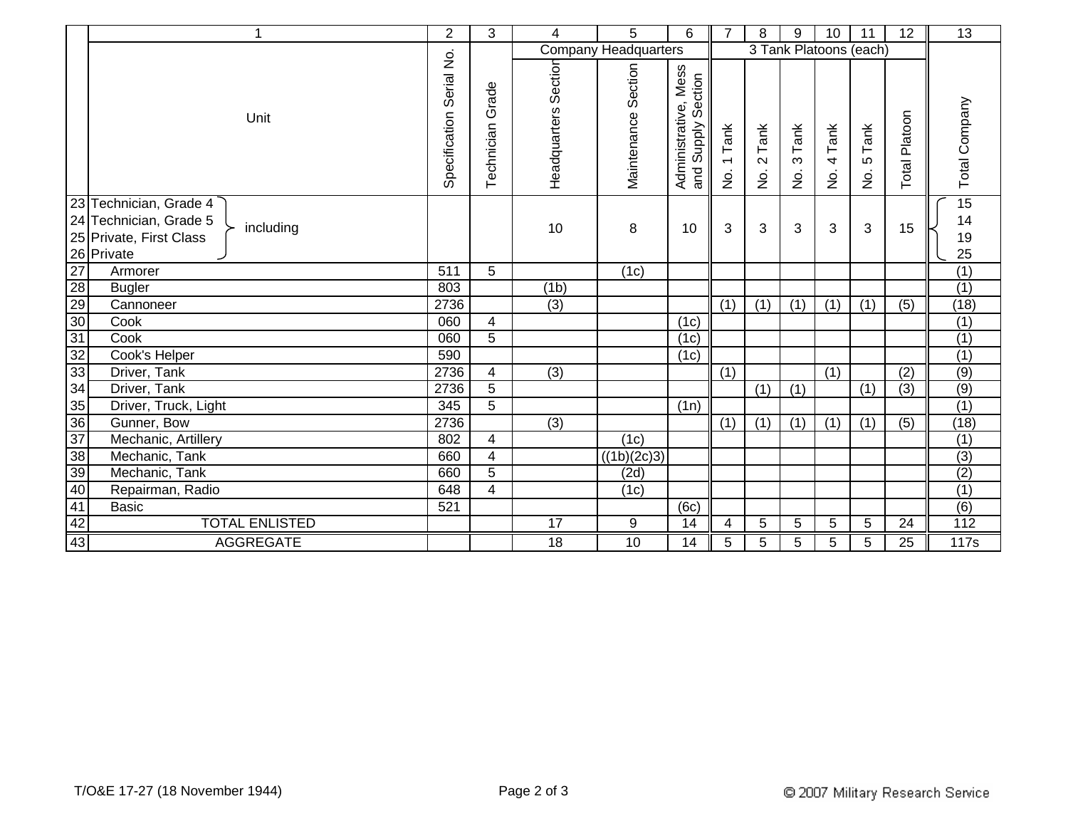| | 1 | 2 | 3 | 4 | 5 | 6 | 7 | 8 | 9 | 10 | 11 | 12 | 13 |
|---|---|---|---|---|---|---|---|---|---|---|---|---|---|
| | | | | Company Headquarters | | | 3 Tank Platoons (each) | | | | | | |
| | Unit | Specification Serial No. | Technician Grade | Headquarters Section | Maintenance Section | Administrative, Mess and Supply Section | No. 1 Tank | No. 2 Tank | No. 3 Tank | No. 4 Tank | No. 5 Tank | Total Platoon | Total Company |
| 23 | Technician, Grade 4 (including) | | | | | | | | | | | | 15 |
| 24 | Technician, Grade 5 (including) | | | 10 | 8 | 10 | 3 | 3 | 3 | 3 | 3 | 15 | 14 |
| 25 | Private, First Class (including) | | | | | | | | | | | | 19 |
| 26 | Private (including) | | | | | | | | | | | | 25 |
| 27 | Armorer | 511 | 5 | | (1c) | | | | | | | | (1) |
| 28 | Bugler | 803 | | (1b) | | | | | | | | | (1) |
| 29 | Cannoneer | 2736 | | (3) | | | (1) | (1) | (1) | (1) | (1) | (5) | (18) |
| 30 | Cook | 060 | 4 | | | (1c) | | | | | | | (1) |
| 31 | Cook | 060 | 5 | | | (1c) | | | | | | | (1) |
| 32 | Cook's Helper | 590 | | | | (1c) | | | | | | | (1) |
| 33 | Driver, Tank | 2736 | 4 | (3) | | | (1) | | | (1) | | (2) | (9) |
| 34 | Driver, Tank | 2736 | 5 | | | | | (1) | (1) | | (1) | (3) | (9) |
| 35 | Driver, Truck, Light | 345 | 5 | | | (1n) | | | | | | | (1) |
| 36 | Gunner, Bow | 2736 | | (3) | | | (1) | (1) | (1) | (1) | (1) | (5) | (18) |
| 37 | Mechanic, Artillery | 802 | 4 | | (1c) | | | | | | | | (1) |
| 38 | Mechanic, Tank | 660 | 4 | | ((1b)(2c)3) | | | | | | | | (3) |
| 39 | Mechanic, Tank | 660 | 5 | | (2d) | | | | | | | | (2) |
| 40 | Repairman, Radio | 648 | 4 | | (1c) | | | | | | | | (1) |
| 41 | Basic | 521 | | | | (6c) | | | | | | | (6) |
| 42 | TOTAL ENLISTED | | | 17 | 9 | 14 | 4 | 5 | 5 | 5 | 5 | 24 | 112 |
| 43 | AGGREGATE | | | 18 | 10 | 14 | 5 | 5 | 5 | 5 | 5 | 25 | 117s |

T/O&E 17-27 (18 November 1944)

© 2007 Military Research Service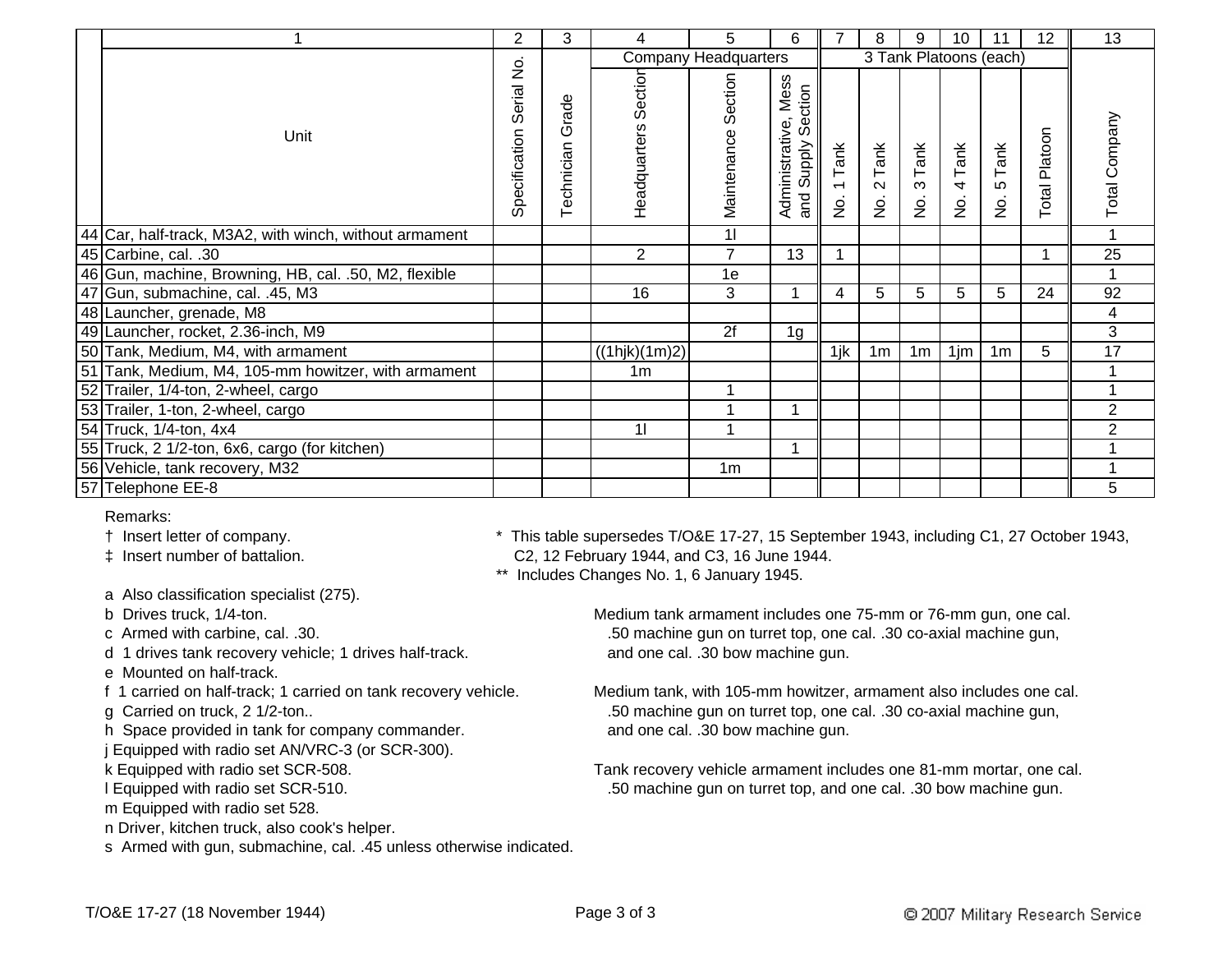| | 1 | 2 | 3 | 4 | 5 | 6 | 7 | 8 | 9 | 10 | 11 | 12 | 13 |
|---|---|---|---|---|---|---|---|---|---|---|---|---|---|
| | | | | Company Headquarters | | | 3 Tank Platoons (each) | | | | | | |
| | Unit | Specification Serial No. | Technician Grade | Headquarters Section | Maintenance Section | Administrative, Mess and Supply Section | No. 1 Tank | No. 2 Tank | No. 3 Tank | No. 4 Tank | No. 5 Tank | Total Platoon | Total Company |
| 44 | Car, half-track, M3A2, with winch, without armament | | | | 1l | | | | | | | | 1 |
| 45 | Carbine, cal. .30 | | | 2 | 7 | 13 | 1 | | | | | 1 | 25 |
| 46 | Gun, machine, Browning, HB, cal. .50, M2, flexible | | | | 1e | | | | | | | | 1 |
| 47 | Gun, submachine, cal. .45, M3 | | | 16 | 3 | 1 | 4 | 5 | 5 | 5 | 5 | 24 | 92 |
| 48 | Launcher, grenade, M8 | | | | | | | | | | | | 4 |
| 49 | Launcher, rocket, 2.36-inch, M9 | | | | 2f | 1g | | | | | | | 3 |
| 50 | Tank, Medium, M4, with armament | | | ((1hjk)(1m)2) | | | 1jk | 1m | 1m | 1jm | 1m | 5 | 17 |
| 51 | Tank, Medium, M4, 105-mm howitzer, with armament | | | 1m | | | | | | | | | 1 |
| 52 | Trailer, 1/4-ton, 2-wheel, cargo | | | | 1 | | | | | | | | 1 |
| 53 | Trailer, 1-ton, 2-wheel, cargo | | | | 1 | 1 | | | | | | | 2 |
| 54 | Truck, 1/4-ton, 4x4 | | | 1l | 1 | | | | | | | | 2 |
| 55 | Truck, 2 1/2-ton, 6x6, cargo (for kitchen) | | | | | 1 | | | | | | | 1 |
| 56 | Vehicle, tank recovery, M32 | | | | 1m | | | | | | | | 1 |
| 57 | Telephone EE-8 | | | | | | | | | | | | 5 |

Remarks:

† Insert letter of company.

‡ Insert number of battalion.

a Also classification specialist (275).

b Drives truck, 1/4-ton.

c Armed with carbine, cal. .30.

d 1 drives tank recovery vehicle; 1 drives half-track.

e Mounted on half-track.

f 1 carried on half-track; 1 carried on tank recovery vehicle.

g Carried on truck, 2 1/2-ton..

h Space provided in tank for company commander.

j Equipped with radio set AN/VRC-3 (or SCR-300).

k Equipped with radio set SCR-508.

l Equipped with radio set SCR-510.

m Equipped with radio set 528.

n Driver, kitchen truck, also cook's helper.

s Armed with gun, submachine, cal. .45 unless otherwise indicated.

\* This table supersedes T/O&E 17-27, 15 September 1943, including C1, 27 October 1943, C2, 12 February 1944, and C3, 16 June 1944.

** Includes Changes No. 1, 6 January 1945.

Medium tank armament includes one 75-mm or 76-mm gun, one cal. .50 machine gun on turret top, one cal. .30 co-axial machine gun, and one cal. .30 bow machine gun.

Medium tank, with 105-mm howitzer, armament also includes one cal. .50 machine gun on turret top, one cal. .30 co-axial machine gun, and one cal. .30 bow machine gun.

Tank recovery vehicle armament includes one 81-mm mortar, one cal. .50 machine gun on turret top, and one cal. .30 bow machine gun.

T/O&E 17-27 (18 November 1944)